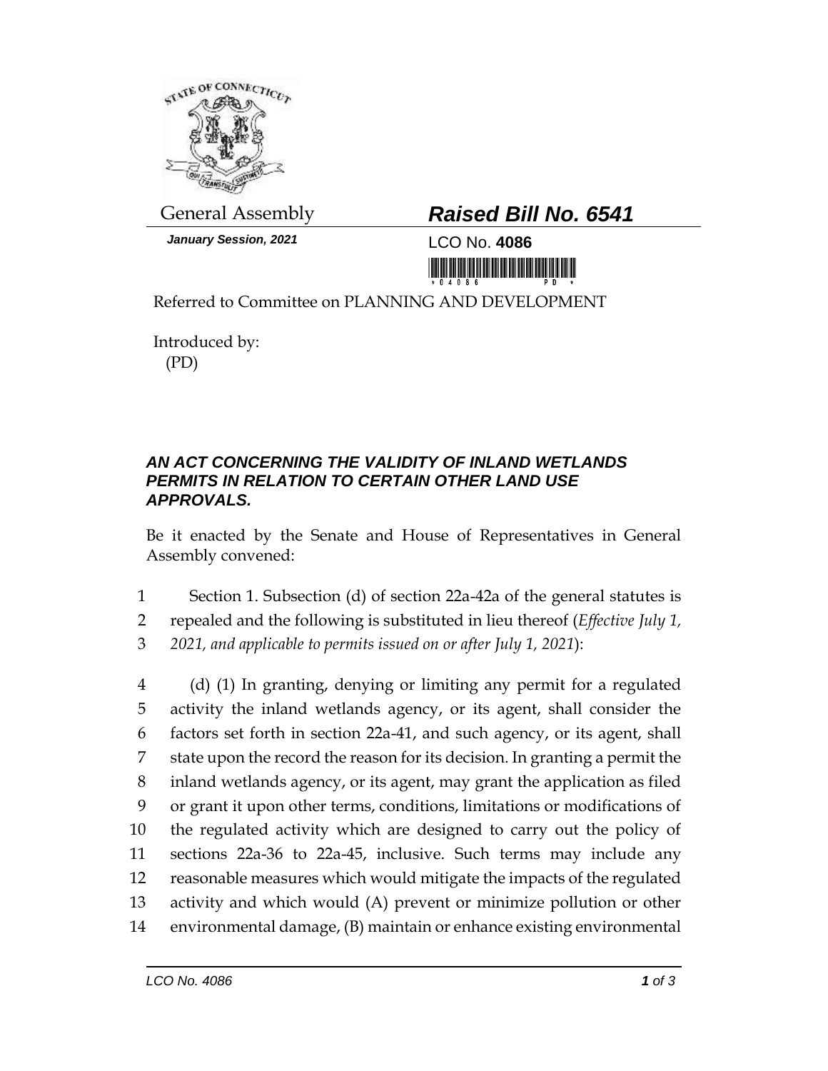General Assembly

***January Session, 2021***

# *Raised Bill No. 6541*

LCO No. **4086**

Referred to Committee on PLANNING AND DEVELOPMENT

Introduced by:
(PD)

### *AN ACT CONCERNING THE VALIDITY OF INLAND WETLANDS PERMITS IN RELATION TO CERTAIN OTHER LAND USE APPROVALS.*

Be it enacted by the Senate and House of Representatives in General Assembly convened:

1 Section 1. Subsection (d) of section 22a-42a of the general statutes is
2 repealed and the following is substituted in lieu thereof (*Effective July 1,*
3 *2021, and applicable to permits issued on or after July 1, 2021*):

4 (d) (1) In granting, denying or limiting any permit for a regulated
5 activity the inland wetlands agency, or its agent, shall consider the
6 factors set forth in section 22a-41, and such agency, or its agent, shall
7 state upon the record the reason for its decision. In granting a permit the
8 inland wetlands agency, or its agent, may grant the application as filed
9 or grant it upon other terms, conditions, limitations or modifications of
10 the regulated activity which are designed to carry out the policy of
11 sections 22a-36 to 22a-45, inclusive. Such terms may include any
12 reasonable measures which would mitigate the impacts of the regulated
13 activity and which would (A) prevent or minimize pollution or other
14 environmental damage, (B) maintain or enhance existing environmental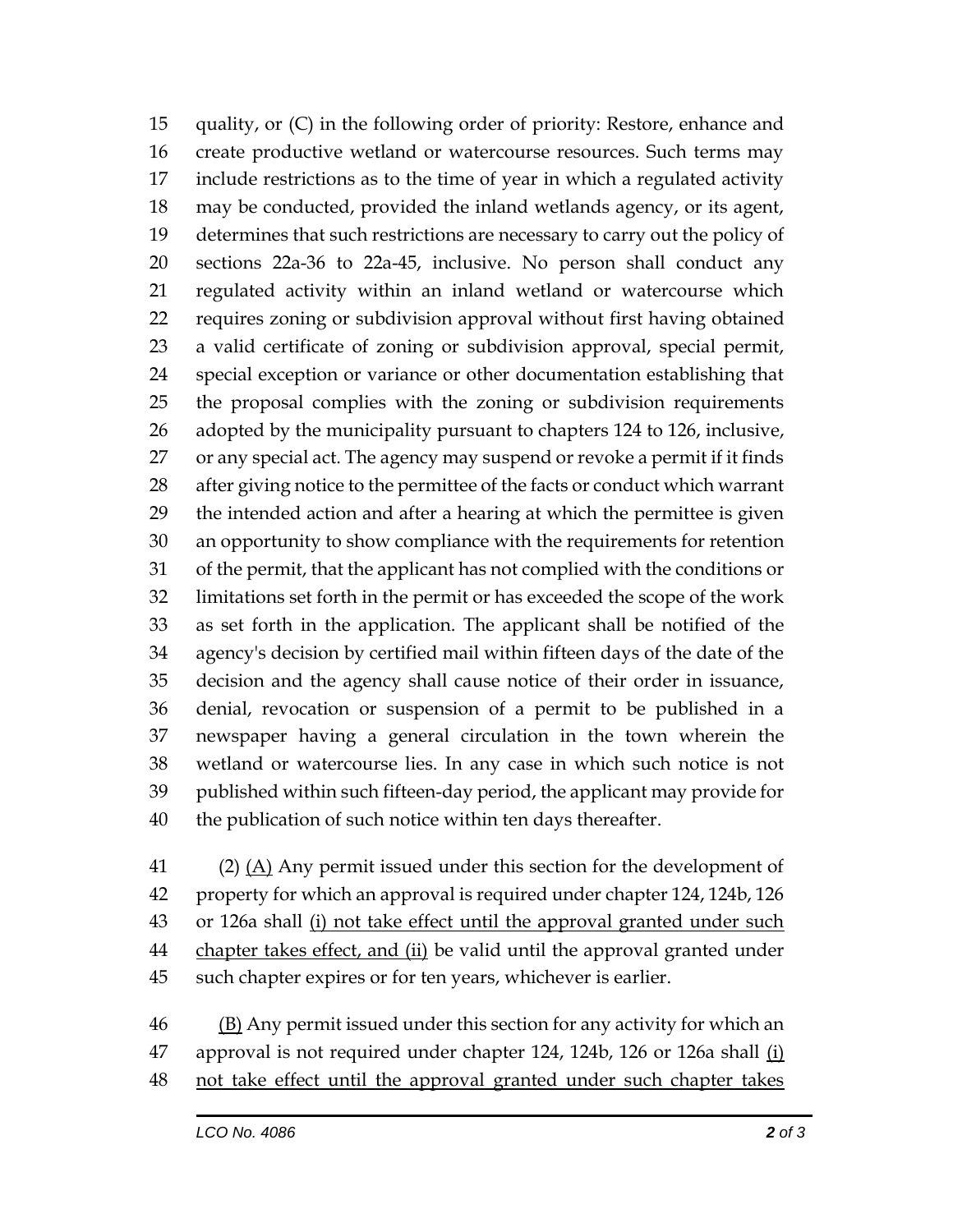15 quality, or (C) in the following order of priority: Restore, enhance and
16 create productive wetland or watercourse resources. Such terms may
17 include restrictions as to the time of year in which a regulated activity
18 may be conducted, provided the inland wetlands agency, or its agent,
19 determines that such restrictions are necessary to carry out the policy of
20 sections 22a-36 to 22a-45, inclusive. No person shall conduct any
21 regulated activity within an inland wetland or watercourse which
22 requires zoning or subdivision approval without first having obtained
23 a valid certificate of zoning or subdivision approval, special permit,
24 special exception or variance or other documentation establishing that
25 the proposal complies with the zoning or subdivision requirements
26 adopted by the municipality pursuant to chapters 124 to 126, inclusive,
27 or any special act. The agency may suspend or revoke a permit if it finds
28 after giving notice to the permittee of the facts or conduct which warrant
29 the intended action and after a hearing at which the permittee is given
30 an opportunity to show compliance with the requirements for retention
31 of the permit, that the applicant has not complied with the conditions or
32 limitations set forth in the permit or has exceeded the scope of the work
33 as set forth in the application. The applicant shall be notified of the
34 agency's decision by certified mail within fifteen days of the date of the
35 decision and the agency shall cause notice of their order in issuance,
36 denial, revocation or suspension of a permit to be published in a
37 newspaper having a general circulation in the town wherein the
38 wetland or watercourse lies. In any case in which such notice is not
39 published within such fifteen-day period, the applicant may provide for
40 the publication of such notice within ten days thereafter.

41 (2) <u>(A)</u> Any permit issued under this section for the development of
42 property for which an approval is required under chapter 124, 124b, 126
43 or 126a shall <u>(i) not take effect until the approval granted under such</u>
44 <u>chapter takes effect, and (ii)</u> be valid until the approval granted under
45 such chapter expires or for ten years, whichever is earlier.

46 <u>(B)</u> Any permit issued under this section for any activity for which an
47 approval is not required under chapter 124, 124b, 126 or 126a shall <u>(i)</u>
48 <u>not take effect until the approval granted under such chapter takes</u>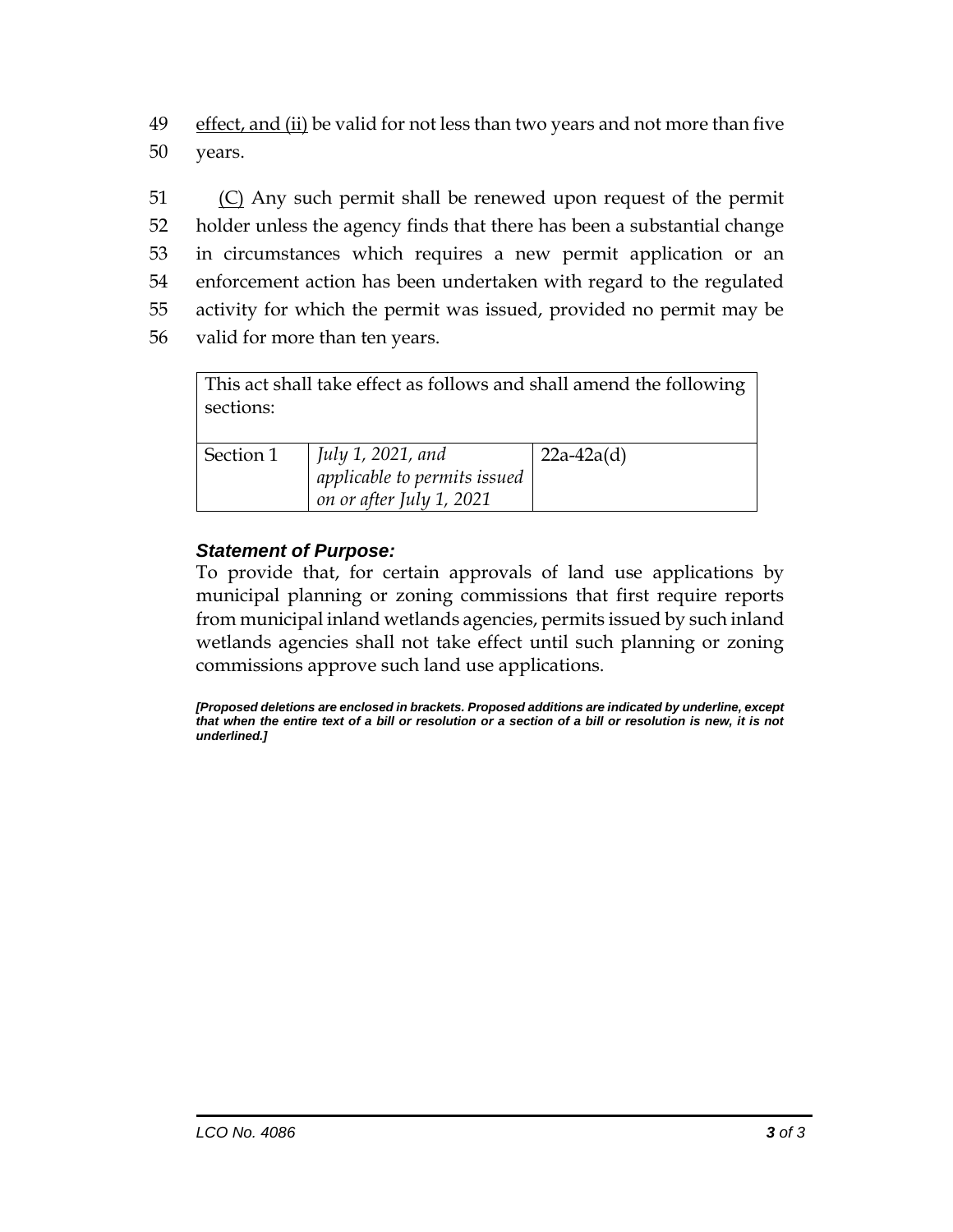49 <u>effect, and (ii)</u> be valid for not less than two years and not more than five
50 years.

51 <u>(C)</u> Any such permit shall be renewed upon request of the permit
52 holder unless the agency finds that there has been a substantial change
53 in circumstances which requires a new permit application or an
54 enforcement action has been undertaken with regard to the regulated
55 activity for which the permit was issued, provided no permit may be
56 valid for more than ten years.

| This act shall take effect as follows and shall amend the following sections: | | |
|---|---|---|
| Section 1 | *July 1, 2021, and applicable to permits issued on or after July 1, 2021* | 22a-42a(d) |

### *Statement of Purpose:*

To provide that, for certain approvals of land use applications by municipal planning or zoning commissions that first require reports from municipal inland wetlands agencies, permits issued by such inland wetlands agencies shall not take effect until such planning or zoning commissions approve such land use applications.

***[Proposed deletions are enclosed in brackets. Proposed additions are indicated by underline, except that when the entire text of a bill or resolution or a section of a bill or resolution is new, it is not underlined.]***